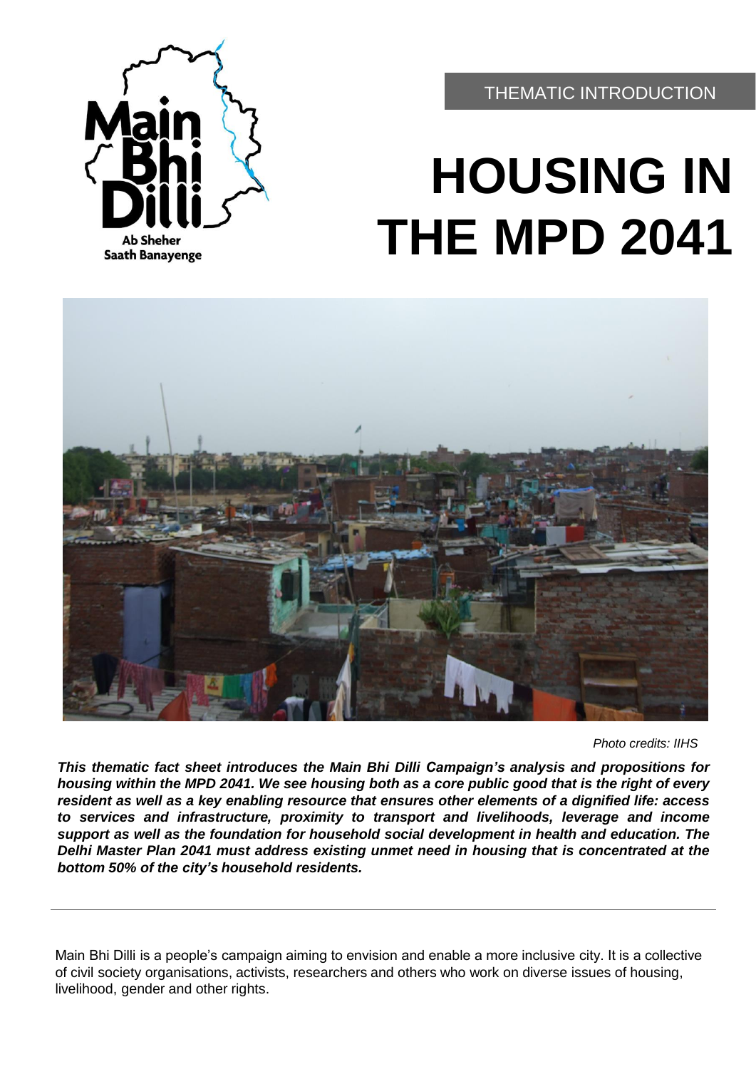Main Bhi Dilli

Ab Sheher Saath Banayenge

THEMATIC INTRODUCTION

# HOUSING IN THE MPD 2041

*Photo credits: IIHS*

***This thematic fact sheet introduces the Main Bhi Dilli Campaign's analysis and propositions for housing within the MPD 2041. We see housing both as a core public good that is the right of every resident as well as a key enabling resource that ensures other elements of a dignified life: access to services and infrastructure, proximity to transport and livelihoods, leverage and income support as well as the foundation for household social development in health and education. The Delhi Master Plan 2041 must address existing unmet need in housing that is concentrated at the bottom 50% of the city's household residents.***

---

Main Bhi Dilli is a people's campaign aiming to envision and enable a more inclusive city. It is a collective of civil society organisations, activists, researchers and others who work on diverse issues of housing, livelihood, gender and other rights.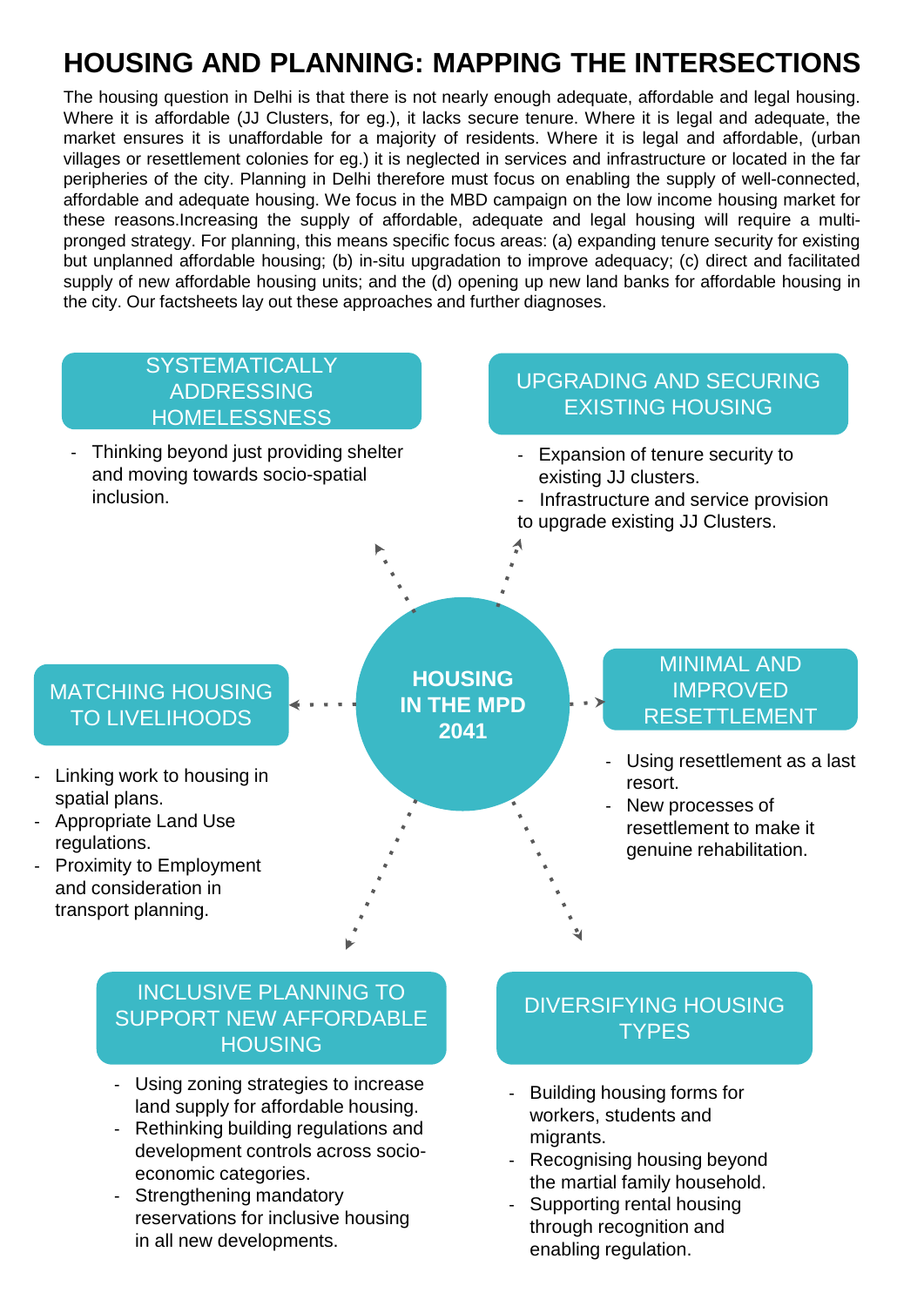# HOUSING AND PLANNING: MAPPING THE INTERSECTIONS

The housing question in Delhi is that there is not nearly enough adequate, affordable and legal housing. Where it is affordable (JJ Clusters, for eg.), it lacks secure tenure. Where it is legal and adequate, the market ensures it is unaffordable for a majority of residents. Where it is legal and affordable, (urban villages or resettlement colonies for eg.) it is neglected in services and infrastructure or located in the far peripheries of the city. Planning in Delhi therefore must focus on enabling the supply of well-connected, affordable and adequate housing. We focus in the MBD campaign on the low income housing market for these reasons.Increasing the supply of affordable, adequate and legal housing will require a multi-pronged strategy. For planning, this means specific focus areas: (a) expanding tenure security for existing but unplanned affordable housing; (b) in-situ upgradation to improve adequacy; (c) direct and facilitated supply of new affordable housing units; and the (d) opening up new land banks for affordable housing in the city. Our factsheets lay out these approaches and further diagnoses.

## HOUSING IN THE MPD 2041

### SYSTEMATICALLY ADDRESSING HOMELESSNESS

- Thinking beyond just providing shelter and moving towards socio-spatial inclusion.

### UPGRADING AND SECURING EXISTING HOUSING

- Expansion of tenure security to existing JJ clusters.
- Infrastructure and service provision to upgrade existing JJ Clusters.

### MATCHING HOUSING TO LIVELIHOODS

- Linking work to housing in spatial plans.
- Appropriate Land Use regulations.
- Proximity to Employment and consideration in transport planning.

### MINIMAL AND IMPROVED RESETTLEMENT

- Using resettlement as a last resort.
- New processes of resettlement to make it genuine rehabilitation.

### INCLUSIVE PLANNING TO SUPPORT NEW AFFORDABLE HOUSING

- Using zoning strategies to increase land supply for affordable housing.
- Rethinking building regulations and development controls across socio-economic categories.
- Strengthening mandatory reservations for inclusive housing in all new developments.

### DIVERSIFYING HOUSING TYPES

- Building housing forms for workers, students and migrants.
- Recognising housing beyond the martial family household.
- Supporting rental housing through recognition and enabling regulation.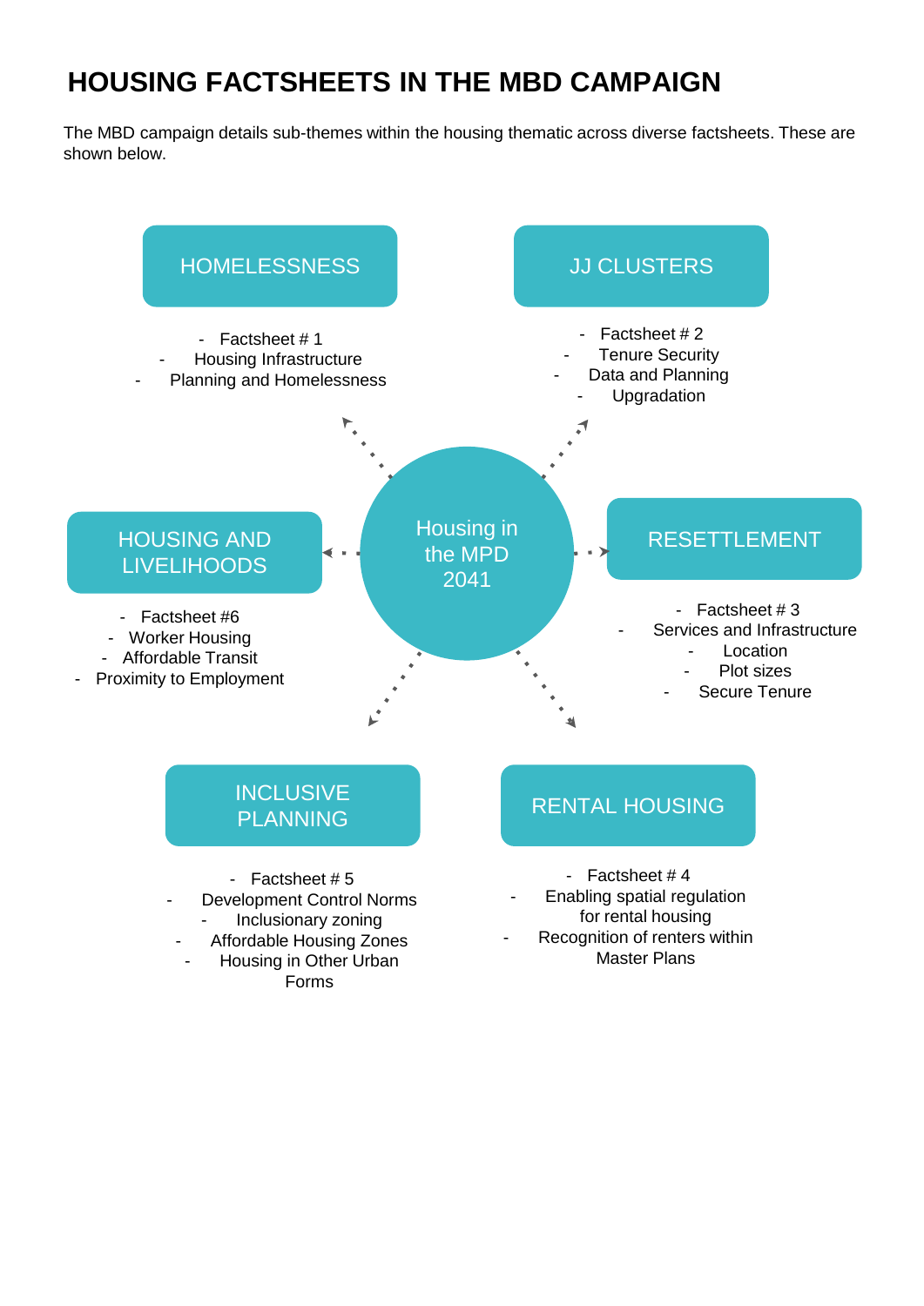# HOUSING FACTSHEETS IN THE MBD CAMPAIGN

The MBD campaign details sub-themes within the housing thematic across diverse factsheets. These are shown below.

**Housing in the MPD 2041**

## HOMELESSNESS

- Factsheet # 1
- Housing Infrastructure
- Planning and Homelessness

## JJ CLUSTERS

- Factsheet # 2
- Tenure Security
- Data and Planning
- Upgradation

## HOUSING AND LIVELIHOODS

- Factsheet #6
- Worker Housing
- Affordable Transit
- Proximity to Employment

## RESETTLEMENT

- Factsheet # 3
- Services and Infrastructure
- Location
- Plot sizes
- Secure Tenure

## INCLUSIVE PLANNING

- Factsheet # 5
- Development Control Norms
- Inclusionary zoning
- Affordable Housing Zones
- Housing in Other Urban Forms

## RENTAL HOUSING

- Factsheet # 4
- Enabling spatial regulation for rental housing
- Recognition of renters within Master Plans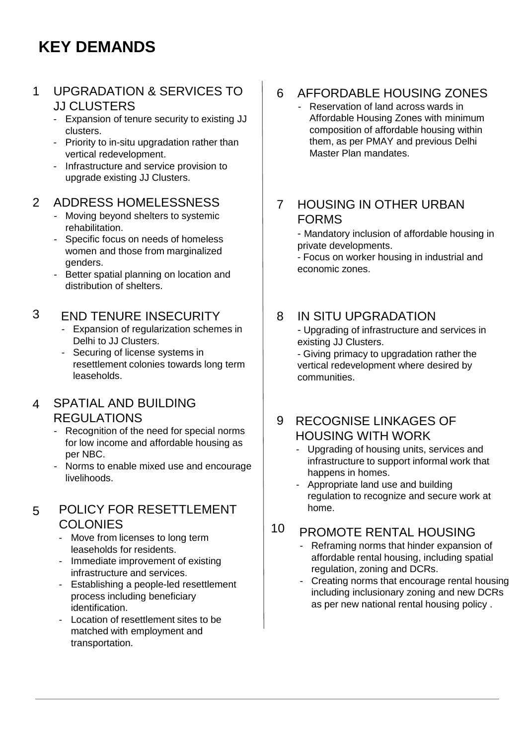# KEY DEMANDS

## 1 UPGRADATION & SERVICES TO JJ CLUSTERS

- Expansion of tenure security to existing JJ clusters.
- Priority to in-situ upgradation rather than vertical redevelopment.
- Infrastructure and service provision to upgrade existing JJ Clusters.

## 2 ADDRESS HOMELESSNESS

- Moving beyond shelters to systemic rehabilitation.
- Specific focus on needs of homeless women and those from marginalized genders.
- Better spatial planning on location and distribution of shelters.

## 3 END TENURE INSECURITY

- Expansion of regularization schemes in Delhi to JJ Clusters.
- Securing of license systems in resettlement colonies towards long term leaseholds.

## 4 SPATIAL AND BUILDING REGULATIONS

- Recognition of the need for special norms for low income and affordable housing as per NBC.
- Norms to enable mixed use and encourage livelihoods.

## 5 POLICY FOR RESETTLEMENT COLONIES

- Move from licenses to long term leaseholds for residents.
- Immediate improvement of existing infrastructure and services.
- Establishing a people-led resettlement process including beneficiary identification.
- Location of resettlement sites to be matched with employment and transportation.

## 6 AFFORDABLE HOUSING ZONES

- Reservation of land across wards in Affordable Housing Zones with minimum composition of affordable housing within them, as per PMAY and previous Delhi Master Plan mandates.

## 7 HOUSING IN OTHER URBAN FORMS

- Mandatory inclusion of affordable housing in private developments.
- Focus on worker housing in industrial and economic zones.

## 8 IN SITU UPGRADATION

- Upgrading of infrastructure and services in existing JJ Clusters.
- Giving primacy to upgradation rather the vertical redevelopment where desired by communities.

## 9 RECOGNISE LINKAGES OF HOUSING WITH WORK

- Upgrading of housing units, services and infrastructure to support informal work that happens in homes.
- Appropriate land use and building regulation to recognize and secure work at home.

## 10 PROMOTE RENTAL HOUSING

- Reframing norms that hinder expansion of affordable rental housing, including spatial regulation, zoning and DCRs.
- Creating norms that encourage rental housing including inclusionary zoning and new DCRs as per new national rental housing policy .